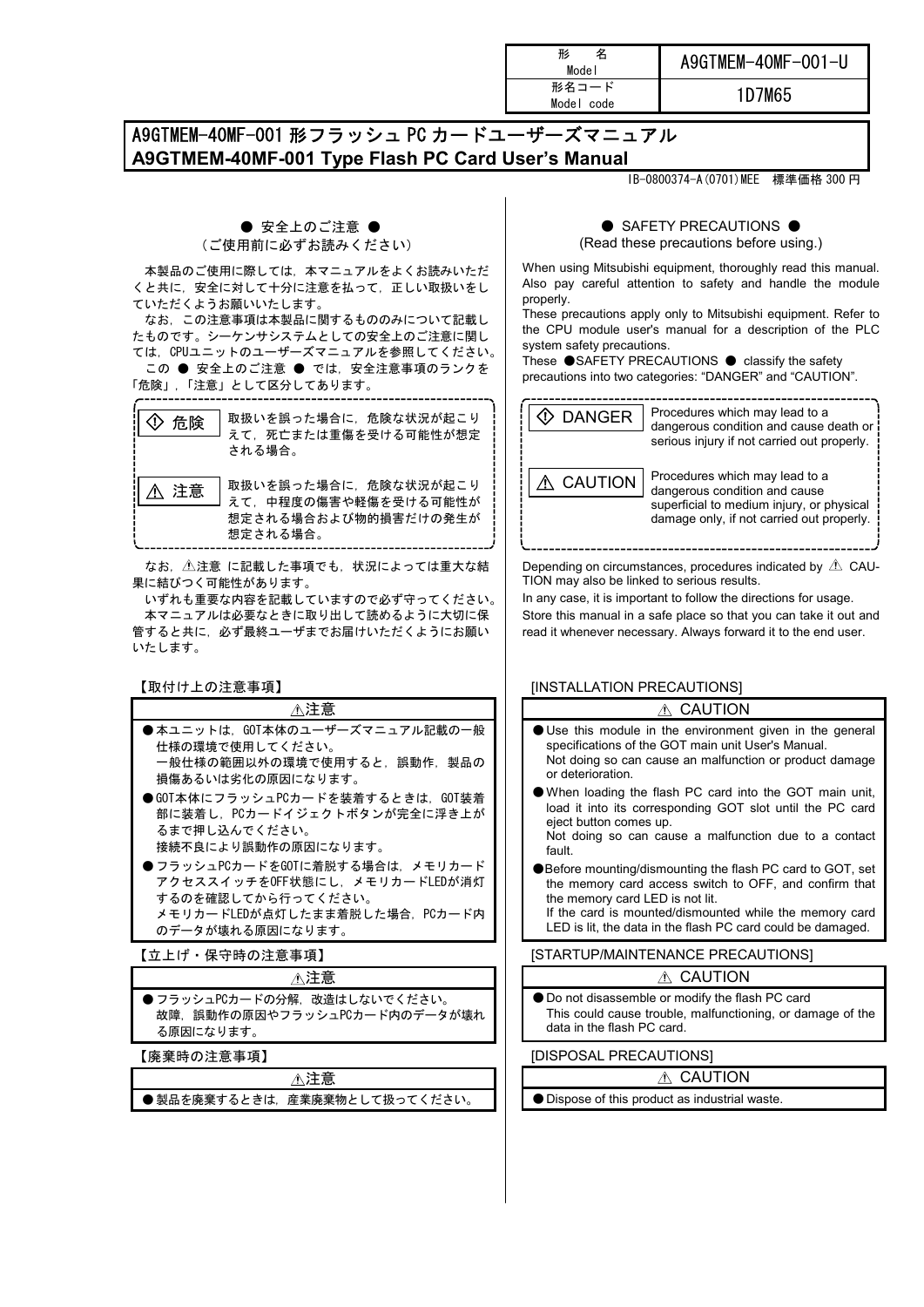| 形　名 Model | A9GTMEM-40MF-001-U |
|---|---|
| 形名コード Model code | 1D7M65 |

# A9GTMEM-40MF-001 形フラッシュ PC カードユーザーズマニュアル
# A9GTMEM-40MF-001 Type Flash PC Card User's Manual

IB-0800374-A(0701)MEE　標準価格 300 円

## ● 安全上のご注意 ●

（ご使用前に必ずお読みください）

本製品のご使用に際しては，本マニュアルをよくお読みいただくと共に，安全に対して十分に注意を払って，正しい取扱いをしていただくようお願いいたします。

なお，この注意事項は本製品に関するもののみについて記載したものです。シーケンサシステムとしての安全上のご注意に関しては，CPUユニットのユーザーズマニュアルを参照してください。

この ● 安全上のご注意 ● では，安全注意事項のランクを「危険」，「注意」として区分してあります。

| | |
|---|---|
| ⚠ 危険 | 取扱いを誤った場合に，危険な状況が起こりえて，死亡または重傷を受ける可能性が想定される場合。 |
| ⚠ 注意 | 取扱いを誤った場合に，危険な状況が起こりえて，中程度の傷害や軽傷を受ける可能性が想定される場合および物的損害だけの発生が想定される場合。 |

なお，⚠注意 に記載した事項でも，状況によっては重大な結果に結びつく可能性があります。

いずれも重要な内容を記載していますので必ず守ってください。

本マニュアルは必要なときに取り出して読めるように大切に保管すると共に，必ず最終ユーザまでお届けいただくようにお願いいたします。

### 【取付け上の注意事項】

| ⚠注意 |
|---|
| ● 本ユニットは，GOT本体のユーザーズマニュアル記載の一般仕様の環境で使用してください。<br>一般仕様の範囲以外の環境で使用すると，誤動作，製品の損傷あるいは劣化の原因になります。 |
| ● GOT本体にフラッシュPCカードを装着するときは，GOT装着部に装着し，PCカードイジェクトボタンが完全に浮き上がるまで押し込んでください。<br>接続不良により誤動作の原因になります。 |
| ● フラッシュPCカードをGOTに着脱する場合は，メモリカードアクセススイッチをOFF状態にし，メモリカードLEDが消灯するのを確認してから行ってください。<br>メモリカードLEDが点灯したまま着脱した場合，PCカード内のデータが壊れる原因になります。 |

### 【立上げ・保守時の注意事項】

| ⚠注意 |
|---|
| ● フラッシュPCカードの分解，改造はしないでください。<br>故障，誤動作の原因やフラッシュPCカード内のデータが壊れる原因になります。 |

### 【廃棄時の注意事項】

| ⚠注意 |
|---|
| ● 製品を廃棄するときは，産業廃棄物として扱ってください。 |

## ● SAFETY PRECAUTIONS ●

(Read these precautions before using.)

When using Mitsubishi equipment, thoroughly read this manual. Also pay careful attention to safety and handle the module properly.

These precautions apply only to Mitsubishi equipment. Refer to the CPU module user's manual for a description of the PLC system safety precautions.

These ●SAFETY PRECAUTIONS ● classify the safety precautions into two categories: "DANGER" and "CAUTION".

| | |
|---|---|
| ⚠ DANGER | Procedures which may lead to a dangerous condition and cause death or serious injury if not carried out properly. |
| ⚠ CAUTION | Procedures which may lead to a dangerous condition and cause superficial to medium injury, or physical damage only, if not carried out properly. |

Depending on circumstances, procedures indicated by ⚠ CAUTION may also be linked to serious results.

In any case, it is important to follow the directions for usage.

Store this manual in a safe place so that you can take it out and read it whenever necessary. Always forward it to the end user.

### [INSTALLATION PRECAUTIONS]

| ⚠ CAUTION |
|---|
| ● Use this module in the environment given in the general specifications of the GOT main unit User's Manual.<br>Not doing so can cause an malfunction or product damage or deterioration. |
| ● When loading the flash PC card into the GOT main unit, load it into its corresponding GOT slot until the PC card eject button comes up.<br>Not doing so can cause a malfunction due to a contact fault. |
| ● Before mounting/dismounting the flash PC card to GOT, set the memory card access switch to OFF, and confirm that the memory card LED is not lit.<br>If the card is mounted/dismounted while the memory card LED is lit, the data in the flash PC card could be damaged. |

### [STARTUP/MAINTENANCE PRECAUTIONS]

| ⚠ CAUTION |
|---|
| ● Do not disassemble or modify the flash PC card<br>This could cause trouble, malfunctioning, or damage of the data in the flash PC card. |

### [DISPOSAL PRECAUTIONS]

| ⚠ CAUTION |
|---|
| ● Dispose of this product as industrial waste. |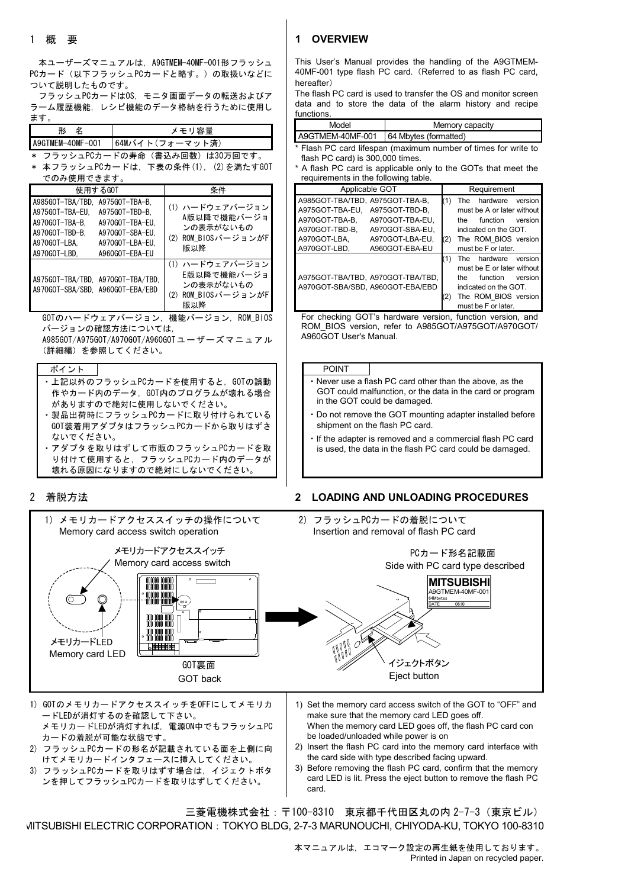## 1　概　要

本ユーザーズマニュアルは，A9GTMEM-40MF-001形フラッシュPCカード（以下フラッシュPCカードと略す。）の取扱いなどについて説明したものです。

フラッシュPCカードはOS，モニタ画面データの転送およびアラーム履歴機能，レシピ機能のデータ格納を行うために使用します。

| 形　名 | メモリ容量 |
|---|---|
| A9GTMEM-40MF-001 | 64Mバイト（フォーマット済） |

＊ フラッシュPCカードの寿命（書込み回数）は30万回です。
＊ 本フラッシュPCカードは，下表の条件(1)，(2)を満たすGOTでのみ使用できます。

| 使用するGOT | 条件 |
|---|---|
| A985GOT-TBA/TBD，A975GOT-TBA-B，A975GOT-TBA-EU，A975GOT-TBD-B，A970GOT-TBA-B，A970GOT-TBA-EU，A970GOT-TBD-B，A970GOT-SBA-EU，A970GOT-LBA，A970GOT-LBA-EU，A970GOT-LBD，A960GOT-EBA-EU | (1) ハードウェアバージョンA版以降で機能バージョンの表示がないもの (2) ROM_BIOSバージョンがF版以降 |
| A975GOT-TBA/TBD，A970GOT-TBA/TBD，A970GOT-SBA/SBD，A960GOT-EBA/EBD | (1) ハードウェアバージョンE版以降で機能バージョンの表示がないもの (2) ROM_BIOSバージョンがF版以降 |

GOTのハードウェアバージョン，機能バージョン，ROM_BIOSバージョンの確認方法については，A985GOT/A975GOT/A970GOT/A960GOTユーザーズマニュアル（詳細編）を参照してください。

**ポイント**

- 上記以外のフラッシュPCカードを使用すると，GOTの誤動作やカード内のデータ，GOT内のプログラムが壊れる場合がありますので絶対に使用しないでください。
- 製品出荷時にフラッシュPCカードに取り付けられているGOT装着用アダプタはフラッシュPCカードから取りはずさないでください。
- アダプタを取りはずして市販のフラッシュPCカードを取り付けて使用すると，フラッシュPCカード内のデータが壊れる原因になりますので絶対にしないでください。

## 1　OVERVIEW

This User's Manual provides the handling of the A9GTMEM-40MF-001 type flash PC card.（Referred to as flash PC card, hereafter）

The flash PC card is used to transfer the OS and monitor screen data and to store the data of the alarm history and recipe functions.

| Model | Memory capacity |
|---|---|
| A9GTMEM-40MF-001 | 64 Mbytes (formatted) |

* Flash PC card lifespan (maximum number of times for write to flash PC card) is 300,000 times.
* A flash PC card is applicable only to the GOTs that meet the requirements in the following table.

| Applicable GOT | Requirement |
|---|---|
| A985GOT-TBA/TBD, A975GOT-TBA-B, A975GOT-TBA-EU, A975GOT-TBD-B, A970GOT-TBA-B, A970GOT-TBA-EU, A970GOT-TBD-B, A970GOT-SBA-EU, A970GOT-LBA, A970GOT-LBA-EU, A970GOT-LBD, A960GOT-EBA-EU | (1) The hardware version must be A or later without the function version indicated on the GOT. (2) The ROM_BIOS version must be F or later. |
| A975GOT-TBA/TBD, A970GOT-TBA/TBD, A970GOT-SBA/SBD, A960GOT-EBA/EBD | (1) The hardware version must be E or later without the function version indicated on the GOT. (2) The ROM_BIOS version must be F or later. |

For checking GOT's hardware version, function version, and ROM_BIOS version, refer to A985GOT/A975GOT/A970GOT/A960GOT User's Manual.

**POINT**

- Never use a flash PC card other than the above, as the GOT could malfunction, or the data in the card or program in the GOT could be damaged.
- Do not remove the GOT mounting adapter installed before shipment on the flash PC card.
- If the adapter is removed and a commercial flash PC card is used, the data in the flash PC card could be damaged.

## 2　着脱方法

## 2　LOADING AND UNLOADING PROCEDURES

1) メモリカードアクセススイッチの操作について
Memory card access switch operation

メモリカードアクセススイッチ
Memory card access switch

メモリカードLED
Memory card LED

GOT裏面
GOT back

2) フラッシュPCカードの着脱について
Insertion and removal of flash PC card

PCカード形名記載面
Side with PC card type described

MITSUBISHI
A9GTMEM-40MF-001
64Mbytes
DATE 0610

イジェクトボタン
Eject button

1) GOTのメモリカードアクセススイッチをOFFにしてメモリカードLEDが消灯するのを確認して下さい。
メモリカードLEDが消灯すれば，電源ON中でもフラッシュPCカードの着脱が可能な状態です。
2) フラッシュPCカードの形名が記載されている面を上側に向けてメモリカードインタフェースに挿入してください。
3) フラッシュPCカードを取りはずす場合は，イジェクトボタンを押してフラッシュPCカードを取りはずしてください。

1) Set the memory card access switch of the GOT to "OFF" and make sure that the memory card LED goes off.
When the memory card LED goes off, the flash PC card con be loaded/unloaded while power is on
2) Insert the flash PC card into the memory card interface with the card side with type described facing upward.
3) Before removing the flash PC card, confirm that the memory card LED is lit. Press the eject button to remove the flash PC card.

三菱電機株式会社：〒100-8310　東京都千代田区丸の内 2-7-3（東京ビル）
MITSUBISHI ELECTRIC CORPORATION：TOKYO BLDG, 2-7-3 MARUNOUCHI, CHIYODA-KU, TOKYO 100-8310

本マニュアルは，エコマーク設定の再生紙を使用しております。
Printed in Japan on recycled paper.